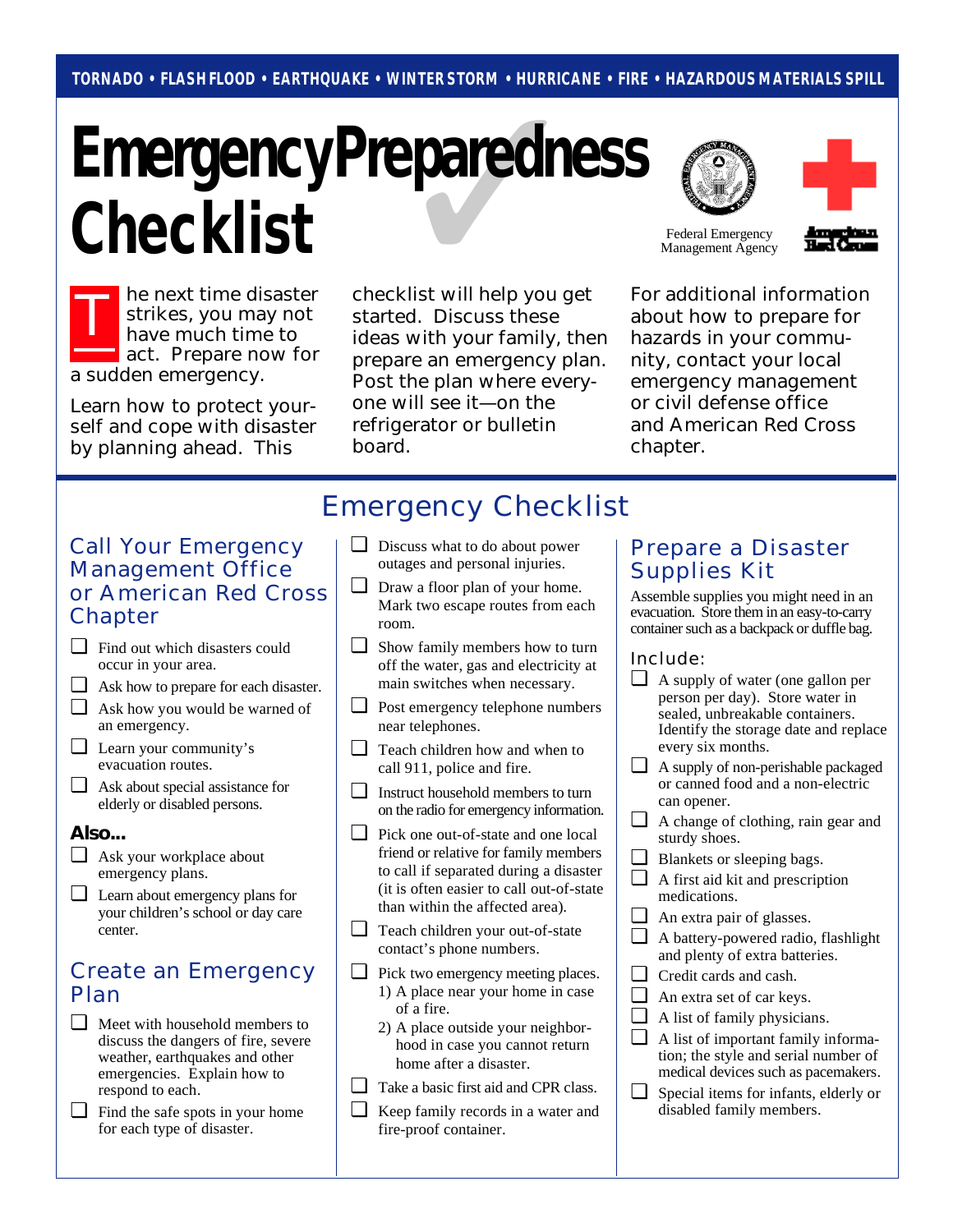TORNADO • FLASH FLOOD • EARTHQUAKE • WINTER STORM • HURRICANE • FIRE • HAZARDOUS MATERIALS SPILL

# Emergency Preparedness Checklist

Federal Emergency Management Agency

American Red Cross

The next time disaster strikes, you may not have much time to act. Prepare now for a sudden emergency.

Learn how to protect yourself and cope with disaster by planning ahead. This checklist will help you get started. Discuss these ideas with your family, then prepare an emergency plan. Post the plan where everyone will see it—on the refrigerator or bulletin board.

For additional information about how to prepare for hazards in your community, contact your local emergency management or civil defense office and American Red Cross chapter.

## Emergency Checklist

### Call Your Emergency Management Office or American Red Cross Chapter

- ❑ Find out which disasters could occur in your area.
- ❑ Ask how to prepare for each disaster.
- ❑ Ask how you would be warned of an emergency.
- ❑ Learn your community's evacuation routes.
- ❑ Ask about special assistance for elderly or disabled persons.

**Also...**

- ❑ Ask your workplace about emergency plans.
- ❑ Learn about emergency plans for your children's school or day care center.

### Create an Emergency Plan

- ❑ Meet with household members to discuss the dangers of fire, severe weather, earthquakes and other emergencies. Explain how to respond to each.
- ❑ Find the safe spots in your home for each type of disaster.
- ❑ Discuss what to do about power outages and personal injuries.
- ❑ Draw a floor plan of your home. Mark two escape routes from each room.
- ❑ Show family members how to turn off the water, gas and electricity at main switches when necessary.
- ❑ Post emergency telephone numbers near telephones.
- ❑ Teach children how and when to call 911, police and fire.
- ❑ Instruct household members to turn on the radio for emergency information.
- ❑ Pick one out-of-state and one local friend or relative for family members to call if separated during a disaster (it is often easier to call out-of-state than within the affected area).
- ❑ Teach children your out-of-state contact's phone numbers.
- ❑ Pick two emergency meeting places.
  1) A place near your home in case of a fire.
  2) A place outside your neighborhood in case you cannot return home after a disaster.
- ❑ Take a basic first aid and CPR class.
- ❑ Keep family records in a water and fire-proof container.

### Prepare a Disaster Supplies Kit

Assemble supplies you might need in an evacuation. Store them in an easy-to-carry container such as a backpack or duffle bag.

Include:

- ❑ A supply of water (one gallon per person per day). Store water in sealed, unbreakable containers. Identify the storage date and replace every six months.
- ❑ A supply of non-perishable packaged or canned food and a non-electric can opener.
- ❑ A change of clothing, rain gear and sturdy shoes.
- ❑ Blankets or sleeping bags.
- ❑ A first aid kit and prescription medications.
- ❑ An extra pair of glasses.
- ❑ A battery-powered radio, flashlight and plenty of extra batteries.
- ❑ Credit cards and cash.
- ❑ An extra set of car keys.
- ❑ A list of family physicians.
- ❑ A list of important family information; the style and serial number of medical devices such as pacemakers.
- ❑ Special items for infants, elderly or disabled family members.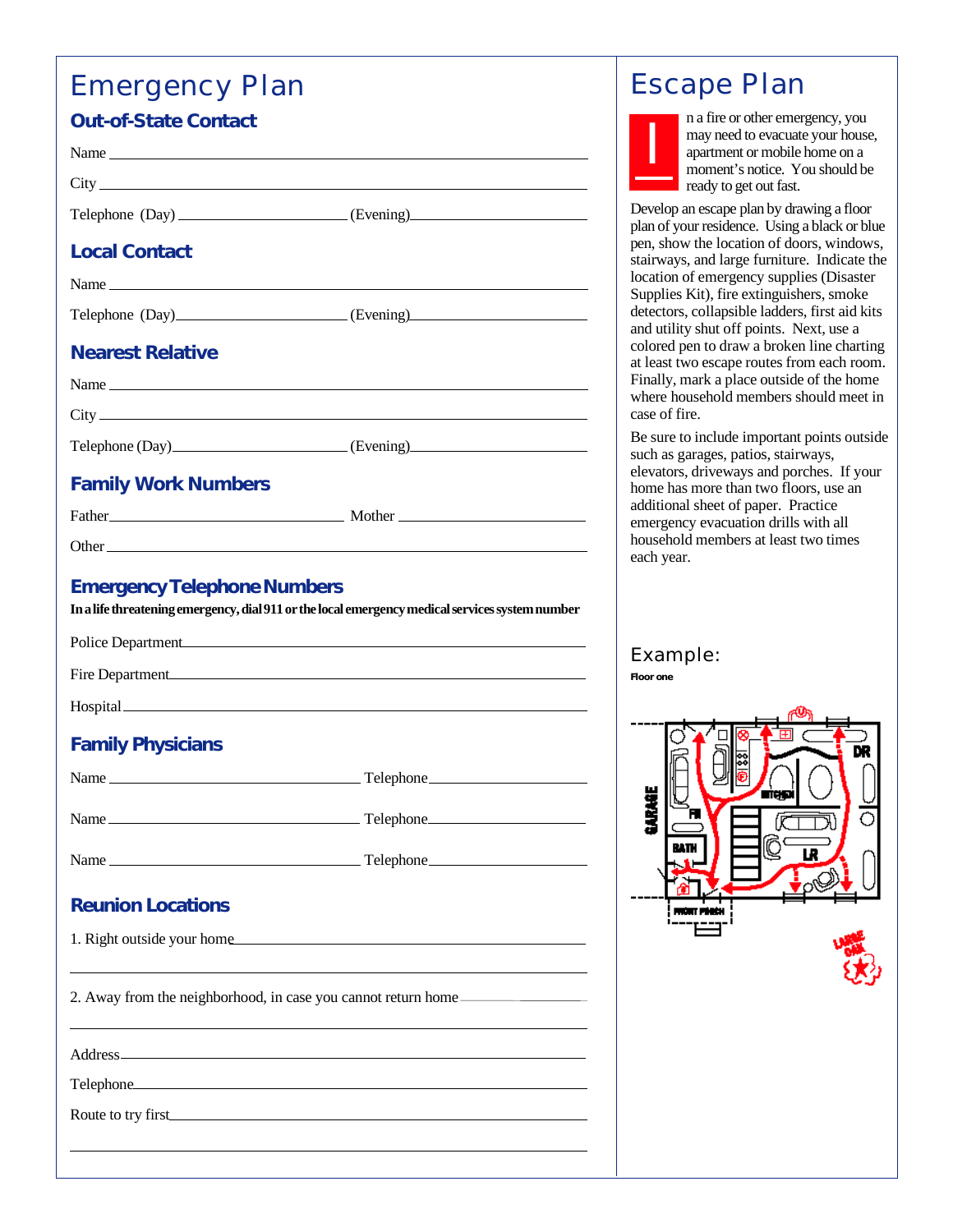# Emergency Plan

## Out-of-State Contact

Name ______________________________

City ______________________________

Telephone (Day) ______________ (Evening) ______________

## Local Contact

Name ______________________________

Telephone (Day) ______________ (Evening) ______________

## Nearest Relative

Name ______________________________

City ______________________________

Telephone (Day) ______________ (Evening) ______________

## Family Work Numbers

Father ______________ Mother ______________

Other ______________________________

## Emergency Telephone Numbers

**In a life threatening emergency, dial 911 or the local emergency medical services system number**

Police Department ______________________________

Fire Department ______________________________

Hospital ______________________________

## Family Physicians

Name ______________ Telephone ______________

Name ______________ Telephone ______________

Name ______________ Telephone ______________

## Reunion Locations

1. Right outside your home ______________________________

2. Away from the neighborhood, in case you cannot return home ______________________________

Address ______________________________

Telephone ______________________________

Route to try first ______________________________

# Escape Plan

In a fire or other emergency, you may need to evacuate your house, apartment or mobile home on a moment's notice. You should be ready to get out fast.

Develop an escape plan by drawing a floor plan of your residence. Using a black or blue pen, show the location of doors, windows, stairways, and large furniture. Indicate the location of emergency supplies (Disaster Supplies Kit), fire extinguishers, smoke detectors, collapsible ladders, first aid kits and utility shut off points. Next, use a colored pen to draw a broken line charting at least two escape routes from each room. Finally, mark a place outside of the home where household members should meet in case of fire.

Be sure to include important points outside such as garages, patios, stairways, elevators, driveways and porches. If your home has more than two floors, use an additional sheet of paper. Practice emergency evacuation drills with all household members at least two times each year.

## Example:

**Floor one**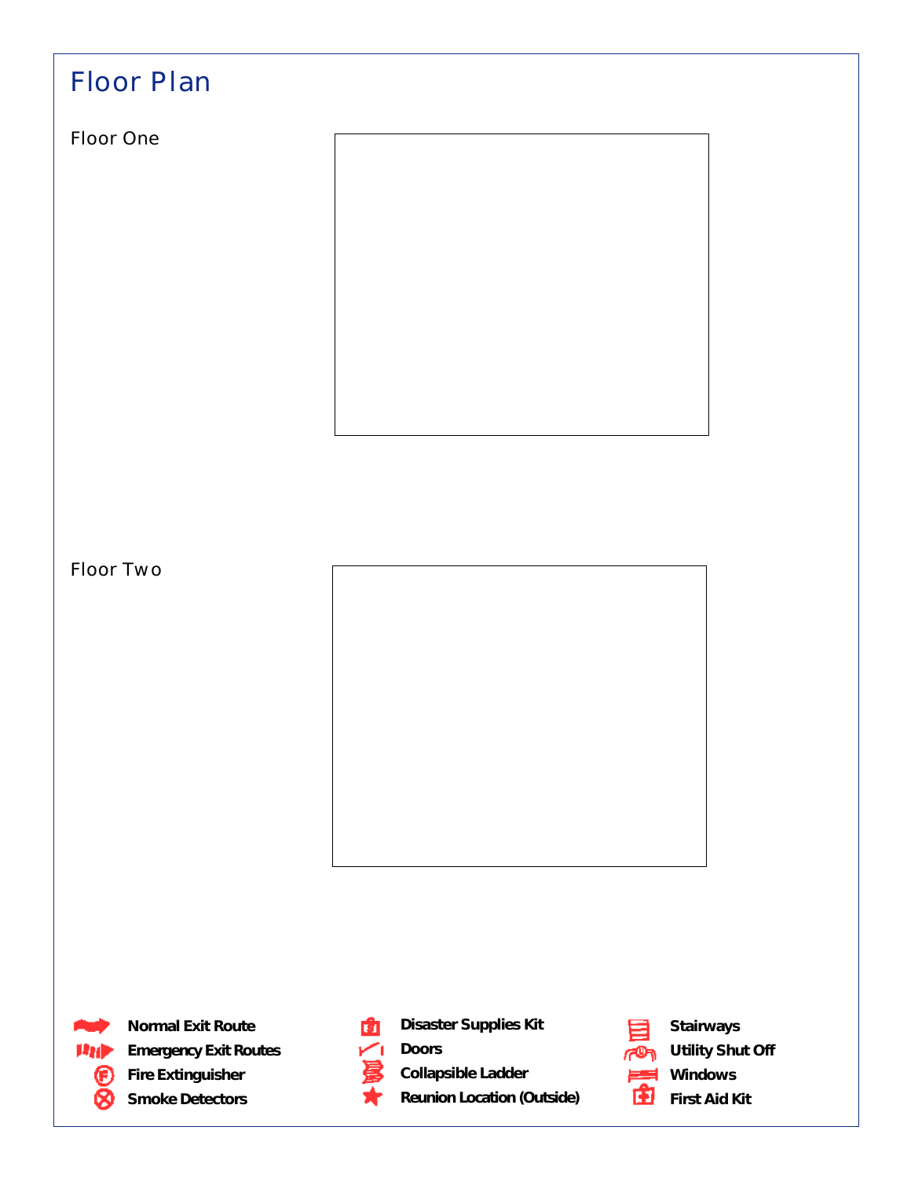# Floor Plan

## Floor One

## Floor Two

- Normal Exit Route
- Emergency Exit Routes
- Fire Extinguisher
- Smoke Detectors
- Disaster Supplies Kit
- Doors
- Collapsible Ladder
- Reunion Location (Outside)
- Stairways
- Utility Shut Off
- Windows
- First Aid Kit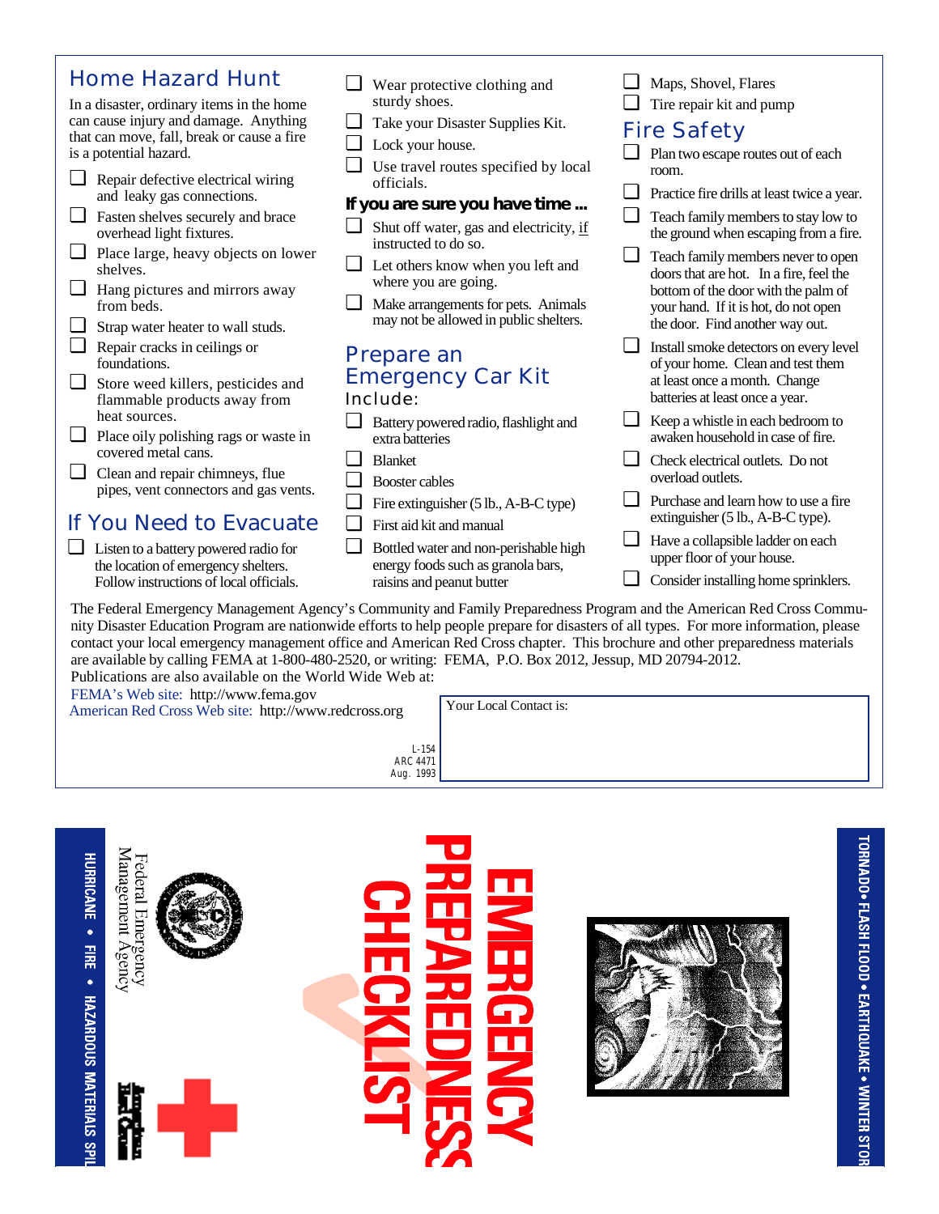## Home Hazard Hunt

In a disaster, ordinary items in the home can cause injury and damage. Anything that can move, fall, break or cause a fire is a potential hazard.

- ❑ Repair defective electrical wiring and leaky gas connections.
- ❑ Fasten shelves securely and brace overhead light fixtures.
- ❑ Place large, heavy objects on lower shelves.
- ❑ Hang pictures and mirrors away from beds.
- ❑ Strap water heater to wall studs.
- ❑ Repair cracks in ceilings or foundations.
- ❑ Store weed killers, pesticides and flammable products away from heat sources.
- ❑ Place oily polishing rags or waste in covered metal cans.
- ❑ Clean and repair chimneys, flue pipes, vent connectors and gas vents.

## If You Need to Evacuate

- ❑ Listen to a battery powered radio for the location of emergency shelters. Follow instructions of local officials.
- ❑ Wear protective clothing and sturdy shoes.
- ❑ Take your Disaster Supplies Kit.
- ❑ Lock your house.
- ❑ Use travel routes specified by local officials.

**If you are sure you have time ...**

- ❑ Shut off water, gas and electricity, if instructed to do so.
- ❑ Let others know when you left and where you are going.
- ❑ Make arrangements for pets. Animals may not be allowed in public shelters.

## Prepare an Emergency Car Kit

Include:

- ❑ Battery powered radio, flashlight and extra batteries
- ❑ Blanket
- ❑ Booster cables
- ❑ Fire extinguisher (5 lb., A-B-C type)
- ❑ First aid kit and manual
- ❑ Bottled water and non-perishable high energy foods such as granola bars, raisins and peanut butter
- ❑ Maps, Shovel, Flares
- ❑ Tire repair kit and pump

## Fire Safety

- ❑ Plan two escape routes out of each room.
- ❑ Practice fire drills at least twice a year.
- ❑ Teach family members to stay low to the ground when escaping from a fire.
- ❑ Teach family members never to open doors that are hot. In a fire, feel the bottom of the door with the palm of your hand. If it is hot, do not open the door. Find another way out.
- ❑ Install smoke detectors on every level of your home. Clean and test them at least once a month. Change batteries at least once a year.
- ❑ Keep a whistle in each bedroom to awaken household in case of fire.
- ❑ Check electrical outlets. Do not overload outlets.
- ❑ Purchase and learn how to use a fire extinguisher (5 lb., A-B-C type).
- ❑ Have a collapsible ladder on each upper floor of your house.
- ❑ Consider installing home sprinklers.

The Federal Emergency Management Agency's Community and Family Preparedness Program and the American Red Cross Community Disaster Education Program are nationwide efforts to help people prepare for disasters of all types. For more information, please contact your local emergency management office and American Red Cross chapter. This brochure and other preparedness materials are available by calling FEMA at 1-800-480-2520, or writing: FEMA, P.O. Box 2012, Jessup, MD 20794-2012. Publications are also available on the World Wide Web at:

FEMA's Web site: http://www.fema.gov
American Red Cross Web site: http://www.redcross.org

Your Local Contact is:

L-154
ARC 4471
Aug. 1993

HURRICANE • FIRE • HAZARDOUS MATERIALS SPIL

Federal Emergency Management Agency

# EMERGENCY PREPAREDNESS CHECKLIST

TORNADO • FLASH FLOOD • EARTHQUAKE • WINTER STOR